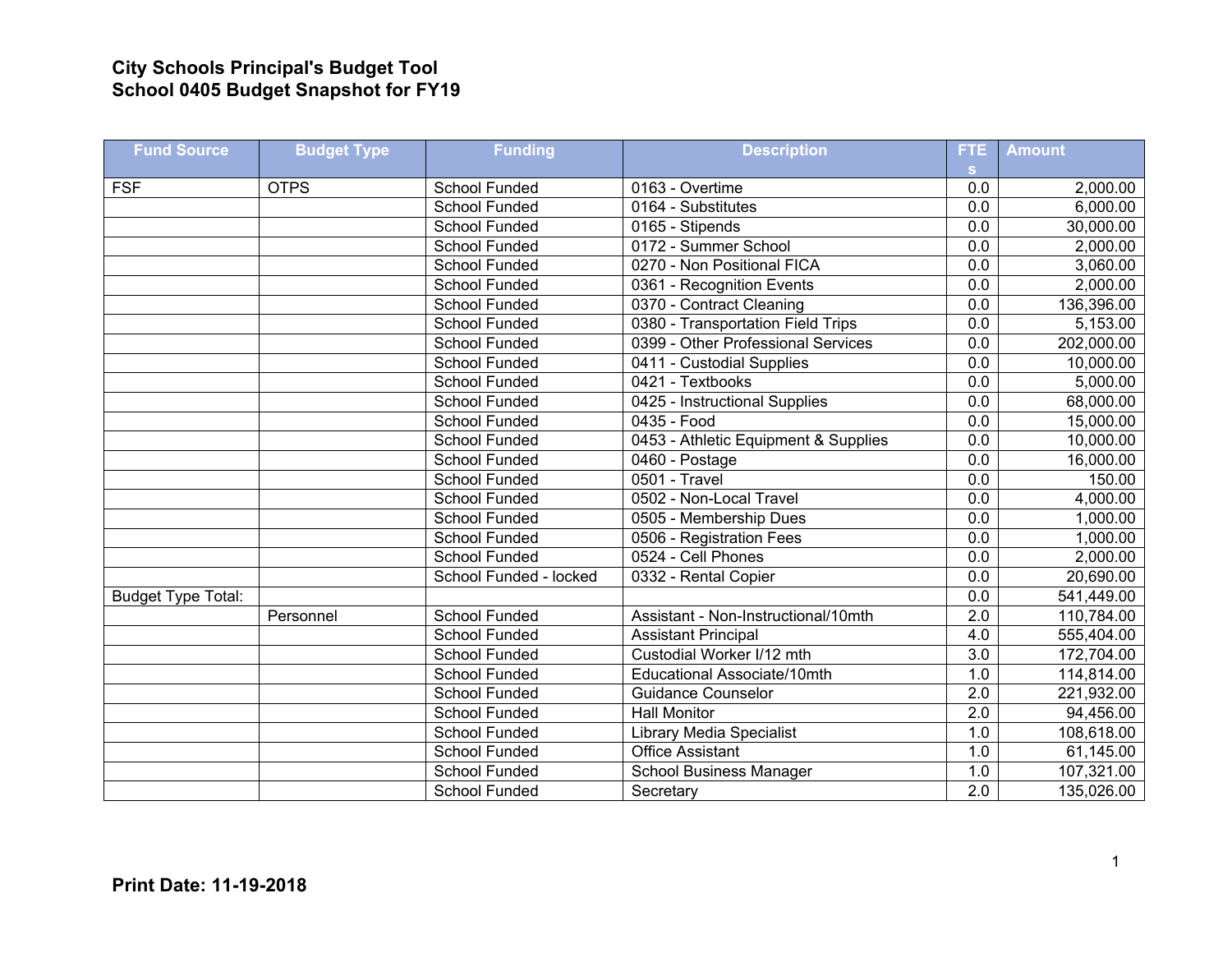# City Schools Principal's Budget Tool
## School 0405 Budget Snapshot for FY19

| Fund Source | Budget Type | Funding | Description | FTEs | Amount |
|---|---|---|---|---|---|
| FSF | OTPS | School Funded | 0163 - Overtime | 0.0 | 2,000.00 |
| | | School Funded | 0164 - Substitutes | 0.0 | 6,000.00 |
| | | School Funded | 0165 - Stipends | 0.0 | 30,000.00 |
| | | School Funded | 0172 - Summer School | 0.0 | 2,000.00 |
| | | School Funded | 0270 - Non Positional FICA | 0.0 | 3,060.00 |
| | | School Funded | 0361 - Recognition Events | 0.0 | 2,000.00 |
| | | School Funded | 0370 - Contract Cleaning | 0.0 | 136,396.00 |
| | | School Funded | 0380 - Transportation Field Trips | 0.0 | 5,153.00 |
| | | School Funded | 0399 - Other Professional Services | 0.0 | 202,000.00 |
| | | School Funded | 0411 - Custodial Supplies | 0.0 | 10,000.00 |
| | | School Funded | 0421 - Textbooks | 0.0 | 5,000.00 |
| | | School Funded | 0425 - Instructional Supplies | 0.0 | 68,000.00 |
| | | School Funded | 0435 - Food | 0.0 | 15,000.00 |
| | | School Funded | 0453 - Athletic Equipment & Supplies | 0.0 | 10,000.00 |
| | | School Funded | 0460 - Postage | 0.0 | 16,000.00 |
| | | School Funded | 0501 - Travel | 0.0 | 150.00 |
| | | School Funded | 0502 - Non-Local Travel | 0.0 | 4,000.00 |
| | | School Funded | 0505 - Membership Dues | 0.0 | 1,000.00 |
| | | School Funded | 0506 - Registration Fees | 0.0 | 1,000.00 |
| | | School Funded | 0524 - Cell Phones | 0.0 | 2,000.00 |
| | | School Funded - locked | 0332 - Rental Copier | 0.0 | 20,690.00 |
| Budget Type Total: | | | | 0.0 | 541,449.00 |
| | Personnel | School Funded | Assistant - Non-Instructional/10mth | 2.0 | 110,784.00 |
| | | School Funded | Assistant Principal | 4.0 | 555,404.00 |
| | | School Funded | Custodial Worker I/12 mth | 3.0 | 172,704.00 |
| | | School Funded | Educational Associate/10mth | 1.0 | 114,814.00 |
| | | School Funded | Guidance Counselor | 2.0 | 221,932.00 |
| | | School Funded | Hall Monitor | 2.0 | 94,456.00 |
| | | School Funded | Library Media Specialist | 1.0 | 108,618.00 |
| | | School Funded | Office Assistant | 1.0 | 61,145.00 |
| | | School Funded | School Business Manager | 1.0 | 107,321.00 |
| | | School Funded | Secretary | 2.0 | 135,026.00 |

**Print Date: 11-19-2018**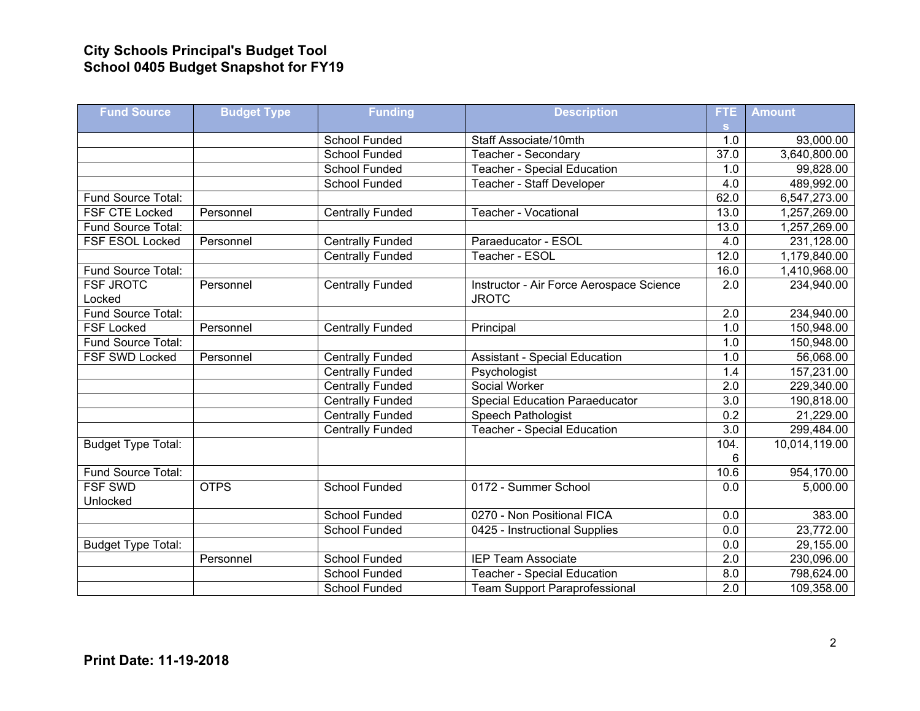# City Schools Principal's Budget Tool
# School 0405 Budget Snapshot for FY19

| Fund Source | Budget Type | Funding | Description | FTEs | Amount |
|---|---|---|---|---|---|
| | | School Funded | Staff Associate/10mth | 1.0 | 93,000.00 |
| | | School Funded | Teacher - Secondary | 37.0 | 3,640,800.00 |
| | | School Funded | Teacher - Special Education | 1.0 | 99,828.00 |
| | | School Funded | Teacher - Staff Developer | 4.0 | 489,992.00 |
| Fund Source Total: | | | | 62.0 | 6,547,273.00 |
| FSF CTE Locked | Personnel | Centrally Funded | Teacher - Vocational | 13.0 | 1,257,269.00 |
| Fund Source Total: | | | | 13.0 | 1,257,269.00 |
| FSF ESOL Locked | Personnel | Centrally Funded | Paraeducator - ESOL | 4.0 | 231,128.00 |
| | | Centrally Funded | Teacher - ESOL | 12.0 | 1,179,840.00 |
| Fund Source Total: | | | | 16.0 | 1,410,968.00 |
| FSF JROTC Locked | Personnel | Centrally Funded | Instructor - Air Force Aerospace Science JROTC | 2.0 | 234,940.00 |
| Fund Source Total: | | | | 2.0 | 234,940.00 |
| FSF Locked | Personnel | Centrally Funded | Principal | 1.0 | 150,948.00 |
| Fund Source Total: | | | | 1.0 | 150,948.00 |
| FSF SWD Locked | Personnel | Centrally Funded | Assistant - Special Education | 1.0 | 56,068.00 |
| | | Centrally Funded | Psychologist | 1.4 | 157,231.00 |
| | | Centrally Funded | Social Worker | 2.0 | 229,340.00 |
| | | Centrally Funded | Special Education Paraeducator | 3.0 | 190,818.00 |
| | | Centrally Funded | Speech Pathologist | 0.2 | 21,229.00 |
| | | Centrally Funded | Teacher - Special Education | 3.0 | 299,484.00 |
| Budget Type Total: | | | | 104.6 | 10,014,119.00 |
| Fund Source Total: | | | | 10.6 | 954,170.00 |
| FSF SWD Unlocked | OTPS | School Funded | 0172 - Summer School | 0.0 | 5,000.00 |
| | | School Funded | 0270 - Non Positional FICA | 0.0 | 383.00 |
| | | School Funded | 0425 - Instructional Supplies | 0.0 | 23,772.00 |
| Budget Type Total: | | | | 0.0 | 29,155.00 |
| | Personnel | School Funded | IEP Team Associate | 2.0 | 230,096.00 |
| | | School Funded | Teacher - Special Education | 8.0 | 798,624.00 |
| | | School Funded | Team Support Paraprofessional | 2.0 | 109,358.00 |

**Print Date: 11-19-2018**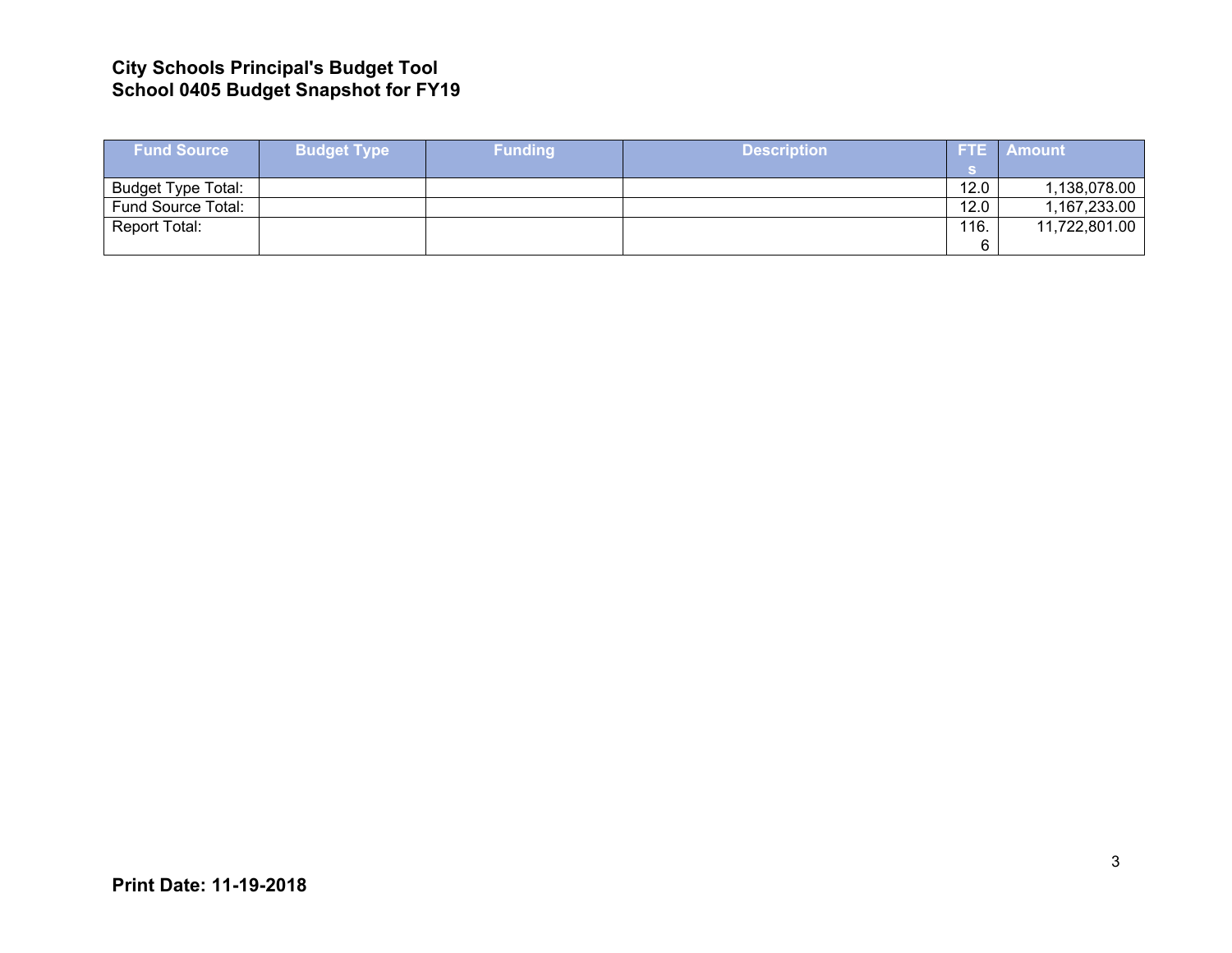**City Schools Principal's Budget Tool**
**School 0405 Budget Snapshot for FY19**

| Fund Source | Budget Type | Funding | Description | FTEs | Amount |
|---|---|---|---|---|---|
| Budget Type Total: | | | | 12.0 | 1,138,078.00 |
| Fund Source Total: | | | | 12.0 | 1,167,233.00 |
| Report Total: | | | | 116.6 | 11,722,801.00 |

**Print Date: 11-19-2018**